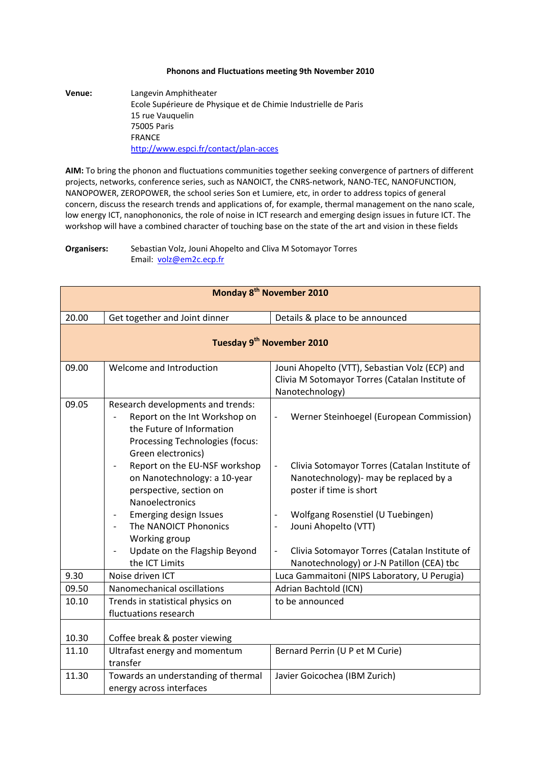**Phonons and Fluctuations meeting 9th November 2010**

**Venue:** Langevin Amphitheater
Ecole Supérieure de Physique et de Chimie Industrielle de Paris
15 rue Vauquelin
75005 Paris
FRANCE
http://www.espci.fr/contact/plan-acces

**AIM:** To bring the phonon and fluctuations communities together seeking convergence of partners of different projects, networks, conference series, such as NANOICT, the CNRS-network, NANO-TEC, NANOFUNCTION, NANOPOWER, ZEROPOWER, the school series Son et Lumiere, etc, in order to address topics of general concern, discuss the research trends and applications of, for example, thermal management on the nano scale, low energy ICT, nanophononics, the role of noise in ICT research and emerging design issues in future ICT. The workshop will have a combined character of touching base on the state of the art and vision in these fields

**Organisers:** Sebastian Volz, Jouni Ahopelto and Cliva M Sotomayor Torres
Email: volz@em2c.ecp.fr

| **Monday 8th November 2010** | | |
|---|---|---|
| 20.00 | Get together and Joint dinner | Details & place to be announced |
| **Tuesday 9th November 2010** | | |
| 09.00 | Welcome and Introduction | Jouni Ahopelto (VTT), Sebastian Volz (ECP) and Clivia M Sotomayor Torres (Catalan Institute of Nanotechnology) |
| 09.05 | Research developments and trends:<br>- Report on the Int Workshop on the Future of Information Processing Technologies (focus: Green electronics)<br>- Report on the EU-NSF workshop on Nanotechnology: a 10-year perspective, section on Nanoelectronics<br>- Emerging design Issues<br>- The NANOICT Phononics Working group<br>- Update on the Flagship Beyond the ICT Limits | - Werner Steinhoegel (European Commission)<br>- Clivia Sotomayor Torres (Catalan Institute of Nanotechnology)- may be replaced by a poster if time is short<br>- Wolfgang Rosenstiel (U Tuebingen)<br>- Jouni Ahopelto (VTT)<br>- Clivia Sotomayor Torres (Catalan Institute of Nanotechnology) or J-N Patillon (CEA) tbc |
| 9.30 | Noise driven ICT | Luca Gammaitoni (NIPS Laboratory, U Perugia) |
| 09.50 | Nanomechanical oscillations | Adrian Bachtold (ICN) |
| 10.10 | Trends in statistical physics on fluctuations research | to be announced |
| 10.30 | Coffee break & poster viewing | |
| 11.10 | Ultrafast energy and momentum transfer | Bernard Perrin (U P et M Curie) |
| 11.30 | Towards an understanding of thermal energy across interfaces | Javier Goicochea (IBM Zurich) |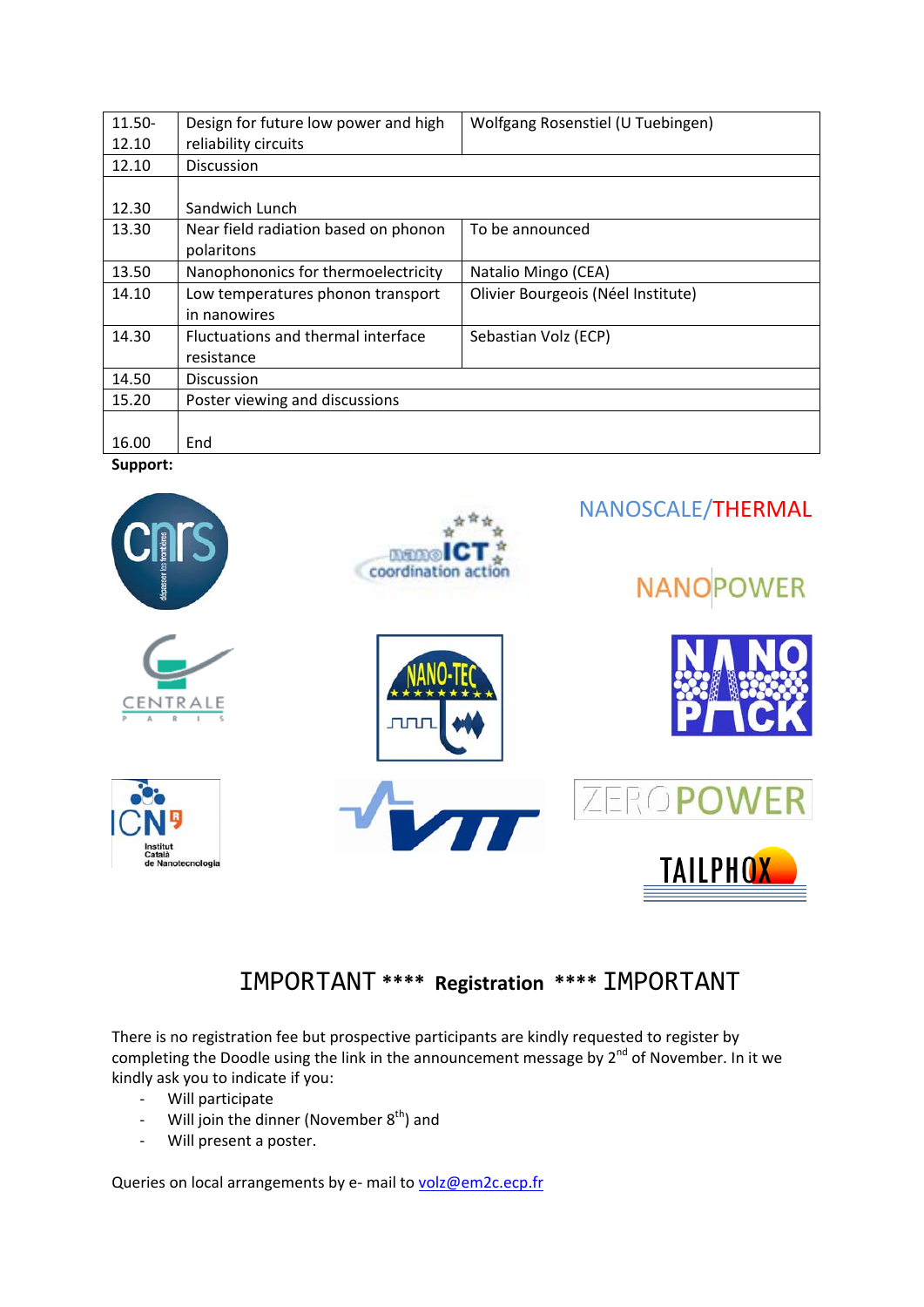| | | |
|---|---|---|
| 11.50-12.10 | Design for future low power and high reliability circuits | Wolfgang Rosenstiel (U Tuebingen) |
| 12.10 | Discussion | |
| 12.30 | Sandwich Lunch | |
| 13.30 | Near field radiation based on phonon polaritons | To be announced |
| 13.50 | Nanophononics for thermoelectricity | Natalio Mingo (CEA) |
| 14.10 | Low temperatures phonon transport in nanowires | Olivier Bourgeois (Néel Institute) |
| 14.30 | Fluctuations and thermal interface resistance | Sebastian Volz (ECP) |
| 14.50 | Discussion | |
| 15.20 | Poster viewing and discussions | |
| 16.00 | End | |

**Support:**

cnrs — nanoICT coordination action — NANOSCALE/THERMAL — NANOPOWER — CENTRALE PARIS — NANO-TEC — NANOPACK — ICN Institut Català de Nanotecnologia — VTT — ZEROPOWER — TAILPHOX

## IMPORTANT **** Registration **** IMPORTANT

There is no registration fee but prospective participants are kindly requested to register by completing the Doodle using the link in the announcement message by 2nd of November. In it we kindly ask you to indicate if you:

- Will participate
- Will join the dinner (November 8th) and
- Will present a poster.

Queries on local arrangements by e- mail to volz@em2c.ecp.fr